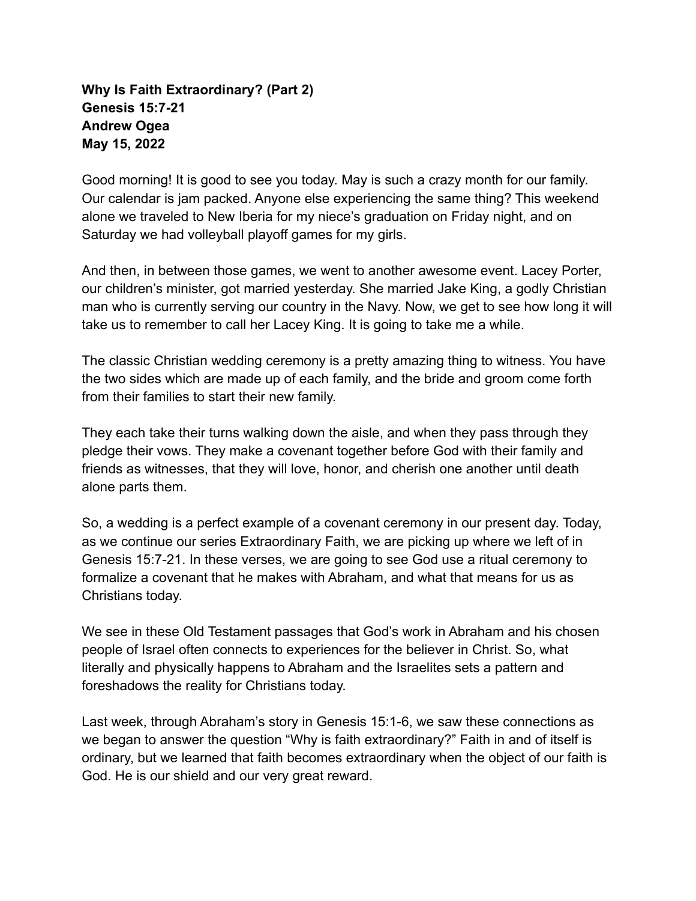**Why Is Faith Extraordinary? (Part 2)**
**Genesis 15:7-21**
**Andrew Ogea**
**May 15, 2022**

Good morning! It is good to see you today. May is such a crazy month for our family. Our calendar is jam packed. Anyone else experiencing the same thing? This weekend alone we traveled to New Iberia for my niece's graduation on Friday night, and on Saturday we had volleyball playoff games for my girls.

And then, in between those games, we went to another awesome event. Lacey Porter, our children's minister, got married yesterday. She married Jake King, a godly Christian man who is currently serving our country in the Navy. Now, we get to see how long it will take us to remember to call her Lacey King. It is going to take me a while.

The classic Christian wedding ceremony is a pretty amazing thing to witness. You have the two sides which are made up of each family, and the bride and groom come forth from their families to start their new family.

They each take their turns walking down the aisle, and when they pass through they pledge their vows. They make a covenant together before God with their family and friends as witnesses, that they will love, honor, and cherish one another until death alone parts them.

So, a wedding is a perfect example of a covenant ceremony in our present day. Today, as we continue our series Extraordinary Faith, we are picking up where we left of in Genesis 15:7-21. In these verses, we are going to see God use a ritual ceremony to formalize a covenant that he makes with Abraham, and what that means for us as Christians today.

We see in these Old Testament passages that God's work in Abraham and his chosen people of Israel often connects to experiences for the believer in Christ. So, what literally and physically happens to Abraham and the Israelites sets a pattern and foreshadows the reality for Christians today.

Last week, through Abraham's story in Genesis 15:1-6, we saw these connections as we began to answer the question "Why is faith extraordinary?" Faith in and of itself is ordinary, but we learned that faith becomes extraordinary when the object of our faith is God. He is our shield and our very great reward.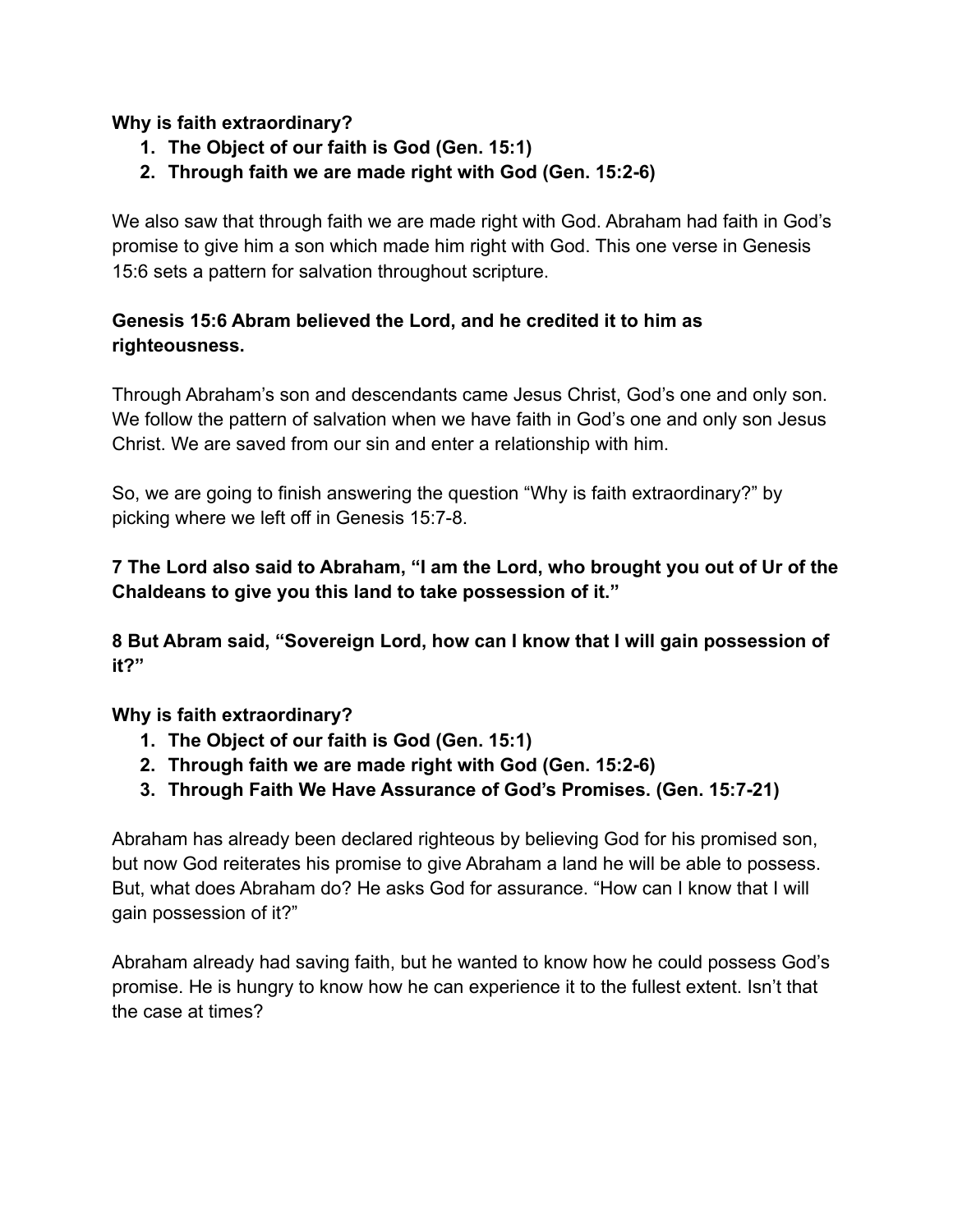**Why is faith extraordinary?**

1. **The Object of our faith is God (Gen. 15:1)**
2. **Through faith we are made right with God (Gen. 15:2-6)**

We also saw that through faith we are made right with God. Abraham had faith in God's promise to give him a son which made him right with God. This one verse in Genesis 15:6 sets a pattern for salvation throughout scripture.

**Genesis 15:6 Abram believed the Lord, and he credited it to him as righteousness.**

Through Abraham's son and descendants came Jesus Christ, God's one and only son. We follow the pattern of salvation when we have faith in God's one and only son Jesus Christ. We are saved from our sin and enter a relationship with him.

So, we are going to finish answering the question "Why is faith extraordinary?" by picking where we left off in Genesis 15:7-8.

**7 The Lord also said to Abraham, "I am the Lord, who brought you out of Ur of the Chaldeans to give you this land to take possession of it."**

**8 But Abram said, "Sovereign Lord, how can I know that I will gain possession of it?"**

**Why is faith extraordinary?**

1. **The Object of our faith is God (Gen. 15:1)**
2. **Through faith we are made right with God (Gen. 15:2-6)**
3. **Through Faith We Have Assurance of God's Promises. (Gen. 15:7-21)**

Abraham has already been declared righteous by believing God for his promised son, but now God reiterates his promise to give Abraham a land he will be able to possess. But, what does Abraham do? He asks God for assurance. "How can I know that I will gain possession of it?"

Abraham already had saving faith, but he wanted to know how he could possess God's promise. He is hungry to know how he can experience it to the fullest extent. Isn't that the case at times?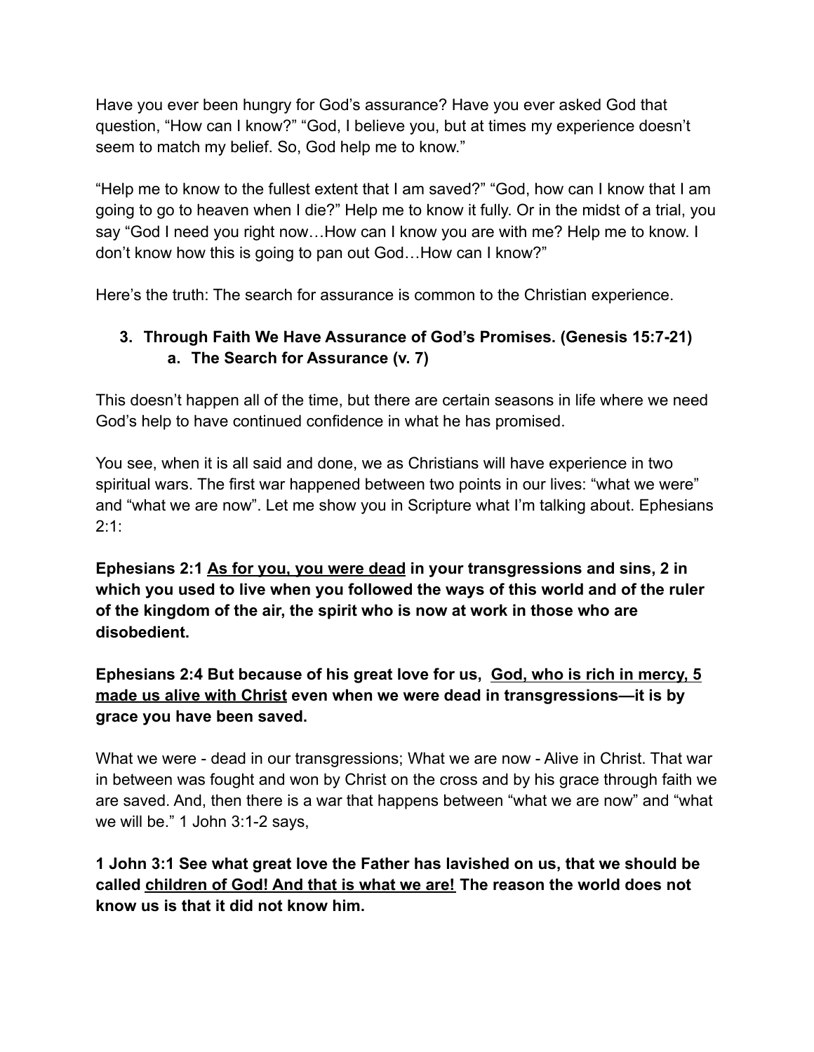Have you ever been hungry for God's assurance? Have you ever asked God that question, "How can I know?" "God, I believe you, but at times my experience doesn't seem to match my belief. So, God help me to know."

"Help me to know to the fullest extent that I am saved?" "God, how can I know that I am going to go to heaven when I die?" Help me to know it fully. Or in the midst of a trial, you say "God I need you right now…How can I know you are with me? Help me to know. I don't know how this is going to pan out God…How can I know?"

Here's the truth: The search for assurance is common to the Christian experience.

3. **Through Faith We Have Assurance of God's Promises. (Genesis 15:7-21)**
   a. **The Search for Assurance (v. 7)**

This doesn't happen all of the time, but there are certain seasons in life where we need God's help to have continued confidence in what he has promised.

You see, when it is all said and done, we as Christians will have experience in two spiritual wars. The first war happened between two points in our lives: "what we were" and "what we are now". Let me show you in Scripture what I'm talking about. Ephesians 2:1:

**Ephesians 2:1 <u>As for you, you were dead</u> in your transgressions and sins, 2 in which you used to live when you followed the ways of this world and of the ruler of the kingdom of the air, the spirit who is now at work in those who are disobedient.**

**Ephesians 2:4 But because of his great love for us, <u>God, who is rich in mercy, 5 made us alive with Christ</u> even when we were dead in transgressions—it is by grace you have been saved.**

What we were - dead in our transgressions; What we are now - Alive in Christ. That war in between was fought and won by Christ on the cross and by his grace through faith we are saved. And, then there is a war that happens between "what we are now" and "what we will be." 1 John 3:1-2 says,

**1 John 3:1 See what great love the Father has lavished on us, that we should be called <u>children of God! And that is what we are!</u> The reason the world does not know us is that it did not know him.**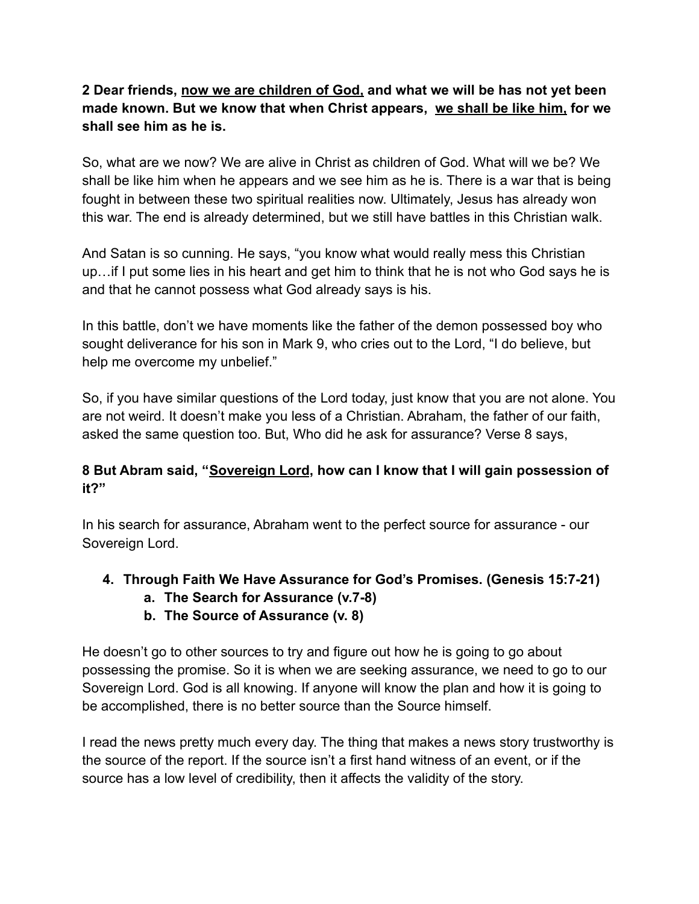**2 Dear friends, <u>now we are children of God,</u> and what we will be has not yet been made known. But we know that when Christ appears, <u>we shall be like him,</u> for we shall see him as he is.**

So, what are we now? We are alive in Christ as children of God. What will we be? We shall be like him when he appears and we see him as he is. There is a war that is being fought in between these two spiritual realities now. Ultimately, Jesus has already won this war. The end is already determined, but we still have battles in this Christian walk.

And Satan is so cunning. He says, "you know what would really mess this Christian up…if I put some lies in his heart and get him to think that he is not who God says he is and that he cannot possess what God already says is his.

In this battle, don't we have moments like the father of the demon possessed boy who sought deliverance for his son in Mark 9, who cries out to the Lord, "I do believe, but help me overcome my unbelief."

So, if you have similar questions of the Lord today, just know that you are not alone. You are not weird. It doesn't make you less of a Christian. Abraham, the father of our faith, asked the same question too. But, Who did he ask for assurance? Verse 8 says,

**8 But Abram said, "<u>Sovereign Lord</u>, how can I know that I will gain possession of it?"**

In his search for assurance, Abraham went to the perfect source for assurance - our Sovereign Lord.

4. **Through Faith We Have Assurance for God's Promises. (Genesis 15:7-21)**
    a. **The Search for Assurance (v.7-8)**
    b. **The Source of Assurance (v. 8)**

He doesn't go to other sources to try and figure out how he is going to go about possessing the promise. So it is when we are seeking assurance, we need to go to our Sovereign Lord. God is all knowing. If anyone will know the plan and how it is going to be accomplished, there is no better source than the Source himself.

I read the news pretty much every day. The thing that makes a news story trustworthy is the source of the report. If the source isn't a first hand witness of an event, or if the source has a low level of credibility, then it affects the validity of the story.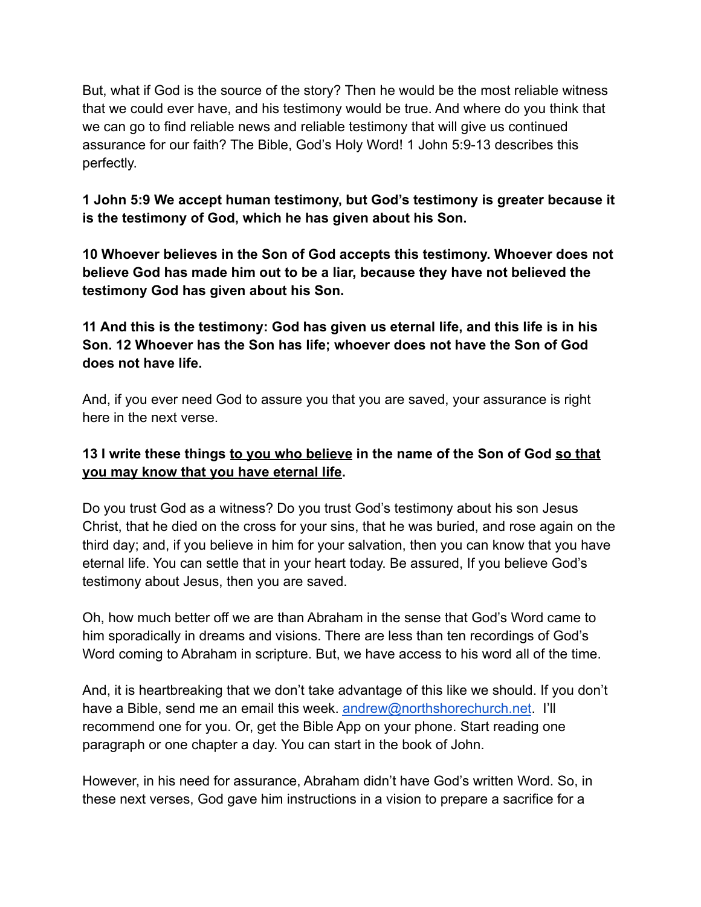But, what if God is the source of the story? Then he would be the most reliable witness that we could ever have, and his testimony would be true. And where do you think that we can go to find reliable news and reliable testimony that will give us continued assurance for our faith? The Bible, God's Holy Word! 1 John 5:9-13 describes this perfectly.

**1 John 5:9 We accept human testimony, but God's testimony is greater because it is the testimony of God, which he has given about his Son.**

**10 Whoever believes in the Son of God accepts this testimony. Whoever does not believe God has made him out to be a liar, because they have not believed the testimony God has given about his Son.**

**11 And this is the testimony: God has given us eternal life, and this life is in his Son. 12 Whoever has the Son has life; whoever does not have the Son of God does not have life.**

And, if you ever need God to assure you that you are saved, your assurance is right here in the next verse.

**13 I write these things <u>to you who believe</u> in the name of the Son of God <u>so that you may know that you have eternal life</u>.**

Do you trust God as a witness? Do you trust God's testimony about his son Jesus Christ, that he died on the cross for your sins, that he was buried, and rose again on the third day; and, if you believe in him for your salvation, then you can know that you have eternal life. You can settle that in your heart today. Be assured, If you believe God's testimony about Jesus, then you are saved.

Oh, how much better off we are than Abraham in the sense that God's Word came to him sporadically in dreams and visions. There are less than ten recordings of God's Word coming to Abraham in scripture. But, we have access to his word all of the time.

And, it is heartbreaking that we don't take advantage of this like we should. If you don't have a Bible, send me an email this week. [andrew@northshorechurch.net](mailto:andrew@northshorechurch.net). I'll recommend one for you. Or, get the Bible App on your phone. Start reading one paragraph or one chapter a day. You can start in the book of John.

However, in his need for assurance, Abraham didn't have God's written Word. So, in these next verses, God gave him instructions in a vision to prepare a sacrifice for a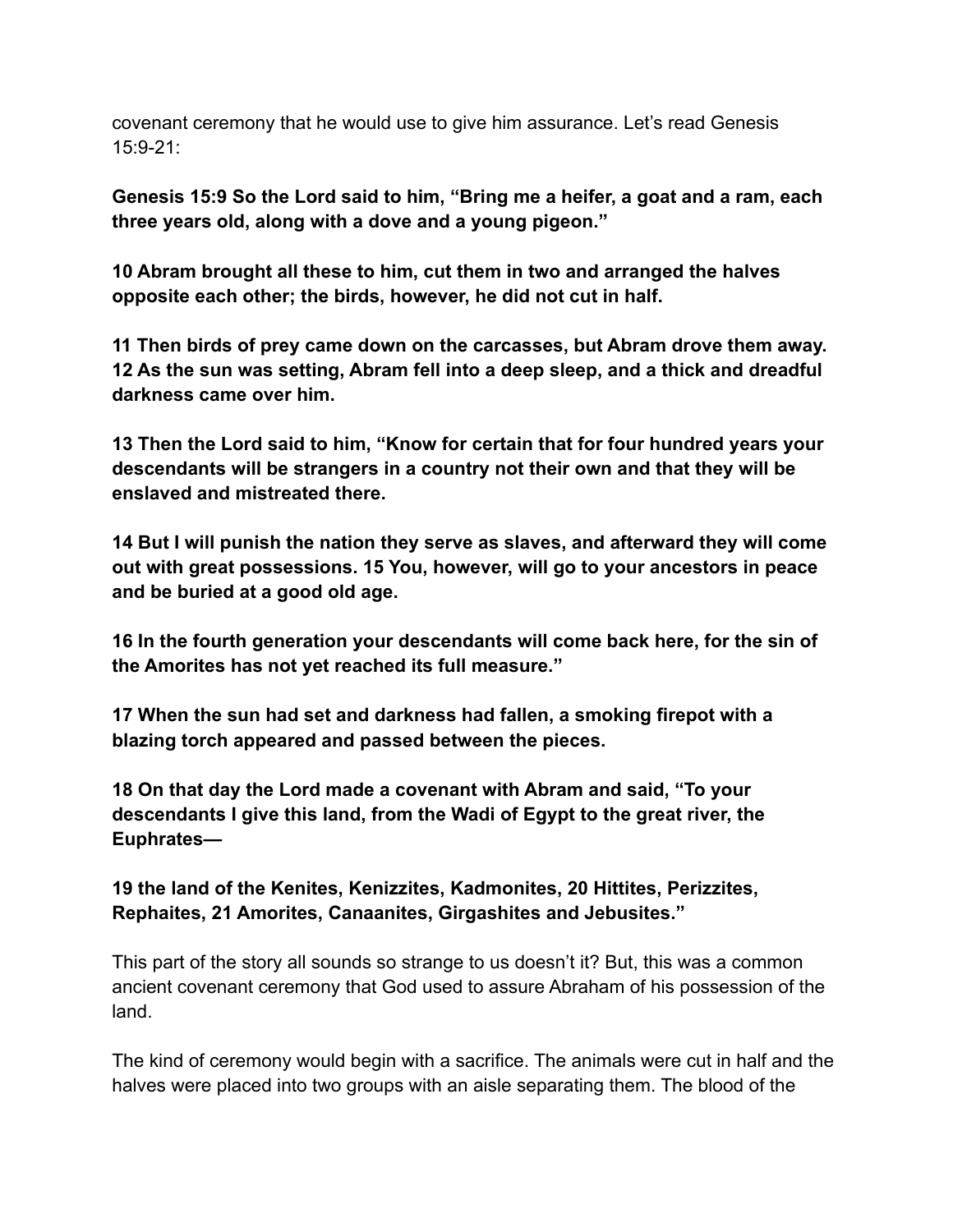covenant ceremony that he would use to give him assurance. Let's read Genesis 15:9-21:

**Genesis 15:9 So the Lord said to him, "Bring me a heifer, a goat and a ram, each three years old, along with a dove and a young pigeon."**

**10 Abram brought all these to him, cut them in two and arranged the halves opposite each other; the birds, however, he did not cut in half.**

**11 Then birds of prey came down on the carcasses, but Abram drove them away. 12 As the sun was setting, Abram fell into a deep sleep, and a thick and dreadful darkness came over him.**

**13 Then the Lord said to him, "Know for certain that for four hundred years your descendants will be strangers in a country not their own and that they will be enslaved and mistreated there.**

**14 But I will punish the nation they serve as slaves, and afterward they will come out with great possessions. 15 You, however, will go to your ancestors in peace and be buried at a good old age.**

**16 In the fourth generation your descendants will come back here, for the sin of the Amorites has not yet reached its full measure."**

**17 When the sun had set and darkness had fallen, a smoking firepot with a blazing torch appeared and passed between the pieces.**

**18 On that day the Lord made a covenant with Abram and said, "To your descendants I give this land, from the Wadi of Egypt to the great river, the Euphrates—**

**19 the land of the Kenites, Kenizzites, Kadmonites, 20 Hittites, Perizzites, Rephaites, 21 Amorites, Canaanites, Girgashites and Jebusites."**

This part of the story all sounds so strange to us doesn't it? But, this was a common ancient covenant ceremony that God used to assure Abraham of his possession of the land.

The kind of ceremony would begin with a sacrifice. The animals were cut in half and the halves were placed into two groups with an aisle separating them. The blood of the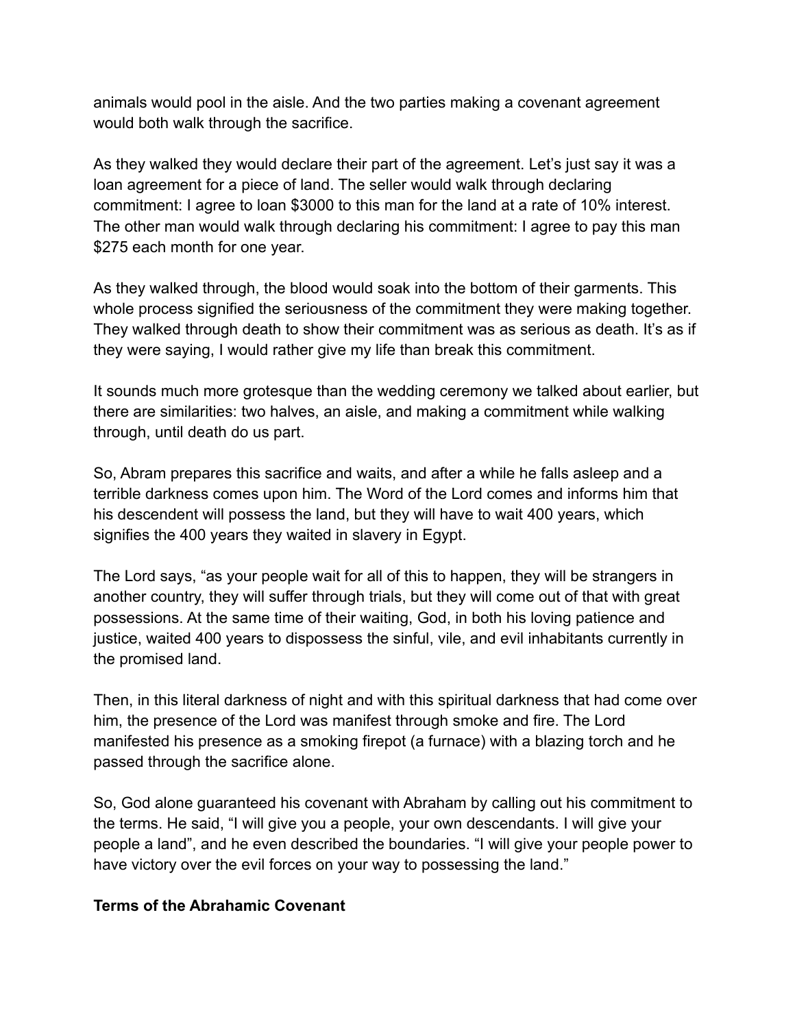animals would pool in the aisle. And the two parties making a covenant agreement would both walk through the sacrifice.

As they walked they would declare their part of the agreement. Let's just say it was a loan agreement for a piece of land. The seller would walk through declaring commitment: I agree to loan $3000 to this man for the land at a rate of 10% interest. The other man would walk through declaring his commitment: I agree to pay this man $275 each month for one year.

As they walked through, the blood would soak into the bottom of their garments. This whole process signified the seriousness of the commitment they were making together. They walked through death to show their commitment was as serious as death. It's as if they were saying, I would rather give my life than break this commitment.

It sounds much more grotesque than the wedding ceremony we talked about earlier, but there are similarities: two halves, an aisle, and making a commitment while walking through, until death do us part.

So, Abram prepares this sacrifice and waits, and after a while he falls asleep and a terrible darkness comes upon him. The Word of the Lord comes and informs him that his descendent will possess the land, but they will have to wait 400 years, which signifies the 400 years they waited in slavery in Egypt.

The Lord says, "as your people wait for all of this to happen, they will be strangers in another country, they will suffer through trials, but they will come out of that with great possessions. At the same time of their waiting, God, in both his loving patience and justice, waited 400 years to dispossess the sinful, vile, and evil inhabitants currently in the promised land.

Then, in this literal darkness of night and with this spiritual darkness that had come over him, the presence of the Lord was manifest through smoke and fire. The Lord manifested his presence as a smoking firepot (a furnace) with a blazing torch and he passed through the sacrifice alone.

So, God alone guaranteed his covenant with Abraham by calling out his commitment to the terms. He said, "I will give you a people, your own descendants. I will give your people a land", and he even described the boundaries. "I will give your people power to have victory over the evil forces on your way to possessing the land."

**Terms of the Abrahamic Covenant**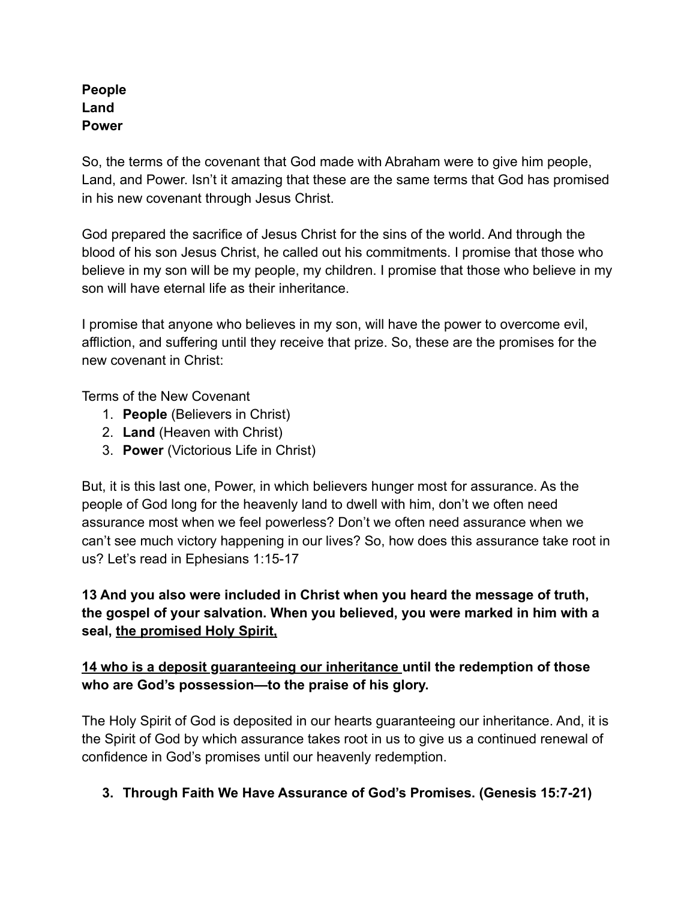**People**
**Land**
**Power**

So, the terms of the covenant that God made with Abraham were to give him people, Land, and Power. Isn't it amazing that these are the same terms that God has promised in his new covenant through Jesus Christ.

God prepared the sacrifice of Jesus Christ for the sins of the world. And through the blood of his son Jesus Christ, he called out his commitments. I promise that those who believe in my son will be my people, my children. I promise that those who believe in my son will have eternal life as their inheritance.

I promise that anyone who believes in my son, will have the power to overcome evil, affliction, and suffering until they receive that prize. So, these are the promises for the new covenant in Christ:

Terms of the New Covenant

1. **People** (Believers in Christ)
2. **Land** (Heaven with Christ)
3. **Power** (Victorious Life in Christ)

But, it is this last one, Power, in which believers hunger most for assurance. As the people of God long for the heavenly land to dwell with him, don't we often need assurance most when we feel powerless? Don't we often need assurance when we can't see much victory happening in our lives? So, how does this assurance take root in us? Let's read in Ephesians 1:15-17

**13 And you also were included in Christ when you heard the message of truth, the gospel of your salvation. When you believed, you were marked in him with a seal, <u>the promised Holy Spirit,</u>**

**<u>14 who is a deposit guaranteeing our inheritance</u> until the redemption of those who are God's possession—to the praise of his glory.**

The Holy Spirit of God is deposited in our hearts guaranteeing our inheritance. And, it is the Spirit of God by which assurance takes root in us to give us a continued renewal of confidence in God's promises until our heavenly redemption.

3. **Through Faith We Have Assurance of God's Promises. (Genesis 15:7-21)**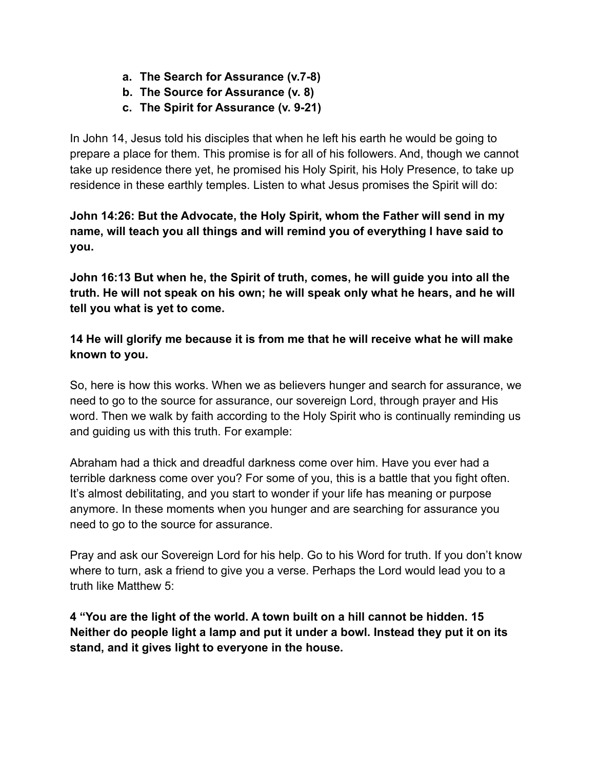a. **The Search for Assurance (v.7-8)**
b. **The Source for Assurance (v. 8)**
c. **The Spirit for Assurance (v. 9-21)**

In John 14, Jesus told his disciples that when he left his earth he would be going to prepare a place for them. This promise is for all of his followers. And, though we cannot take up residence there yet, he promised his Holy Spirit, his Holy Presence, to take up residence in these earthly temples. Listen to what Jesus promises the Spirit will do:

**John 14:26: But the Advocate, the Holy Spirit, whom the Father will send in my name, will teach you all things and will remind you of everything I have said to you.**

**John 16:13 But when he, the Spirit of truth, comes, he will guide you into all the truth. He will not speak on his own; he will speak only what he hears, and he will tell you what is yet to come.**

**14 He will glorify me because it is from me that he will receive what he will make known to you.**

So, here is how this works. When we as believers hunger and search for assurance, we need to go to the source for assurance, our sovereign Lord, through prayer and His word. Then we walk by faith according to the Holy Spirit who is continually reminding us and guiding us with this truth. For example:

Abraham had a thick and dreadful darkness come over him. Have you ever had a terrible darkness come over you? For some of you, this is a battle that you fight often. It's almost debilitating, and you start to wonder if your life has meaning or purpose anymore. In these moments when you hunger and are searching for assurance you need to go to the source for assurance.

Pray and ask our Sovereign Lord for his help. Go to his Word for truth. If you don't know where to turn, ask a friend to give you a verse. Perhaps the Lord would lead you to a truth like Matthew 5:

**4 "You are the light of the world. A town built on a hill cannot be hidden. 15 Neither do people light a lamp and put it under a bowl. Instead they put it on its stand, and it gives light to everyone in the house.**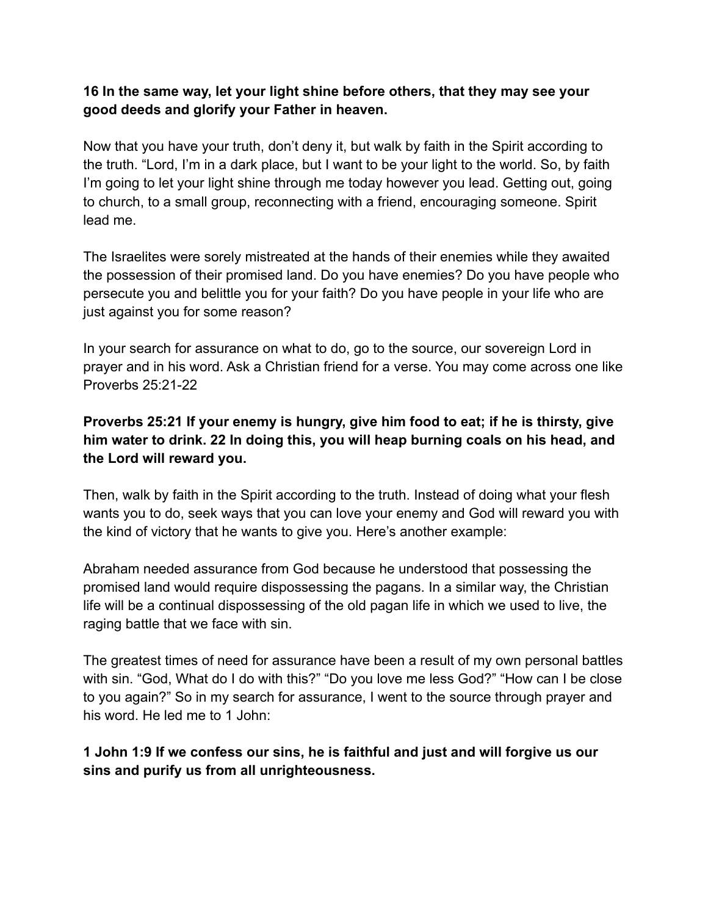**16 In the same way, let your light shine before others, that they may see your good deeds and glorify your Father in heaven.**

Now that you have your truth, don't deny it, but walk by faith in the Spirit according to the truth. "Lord, I'm in a dark place, but I want to be your light to the world. So, by faith I'm going to let your light shine through me today however you lead. Getting out, going to church, to a small group, reconnecting with a friend, encouraging someone. Spirit lead me.

The Israelites were sorely mistreated at the hands of their enemies while they awaited the possession of their promised land. Do you have enemies? Do you have people who persecute you and belittle you for your faith? Do you have people in your life who are just against you for some reason?

In your search for assurance on what to do, go to the source, our sovereign Lord in prayer and in his word. Ask a Christian friend for a verse. You may come across one like Proverbs 25:21-22

**Proverbs 25:21 If your enemy is hungry, give him food to eat; if he is thirsty, give him water to drink. 22 In doing this, you will heap burning coals on his head, and the Lord will reward you.**

Then, walk by faith in the Spirit according to the truth. Instead of doing what your flesh wants you to do, seek ways that you can love your enemy and God will reward you with the kind of victory that he wants to give you. Here's another example:

Abraham needed assurance from God because he understood that possessing the promised land would require dispossessing the pagans. In a similar way, the Christian life will be a continual dispossessing of the old pagan life in which we used to live, the raging battle that we face with sin.

The greatest times of need for assurance have been a result of my own personal battles with sin. "God, What do I do with this?" "Do you love me less God?" "How can I be close to you again?" So in my search for assurance, I went to the source through prayer and his word. He led me to 1 John:

**1 John 1:9 If we confess our sins, he is faithful and just and will forgive us our sins and purify us from all unrighteousness.**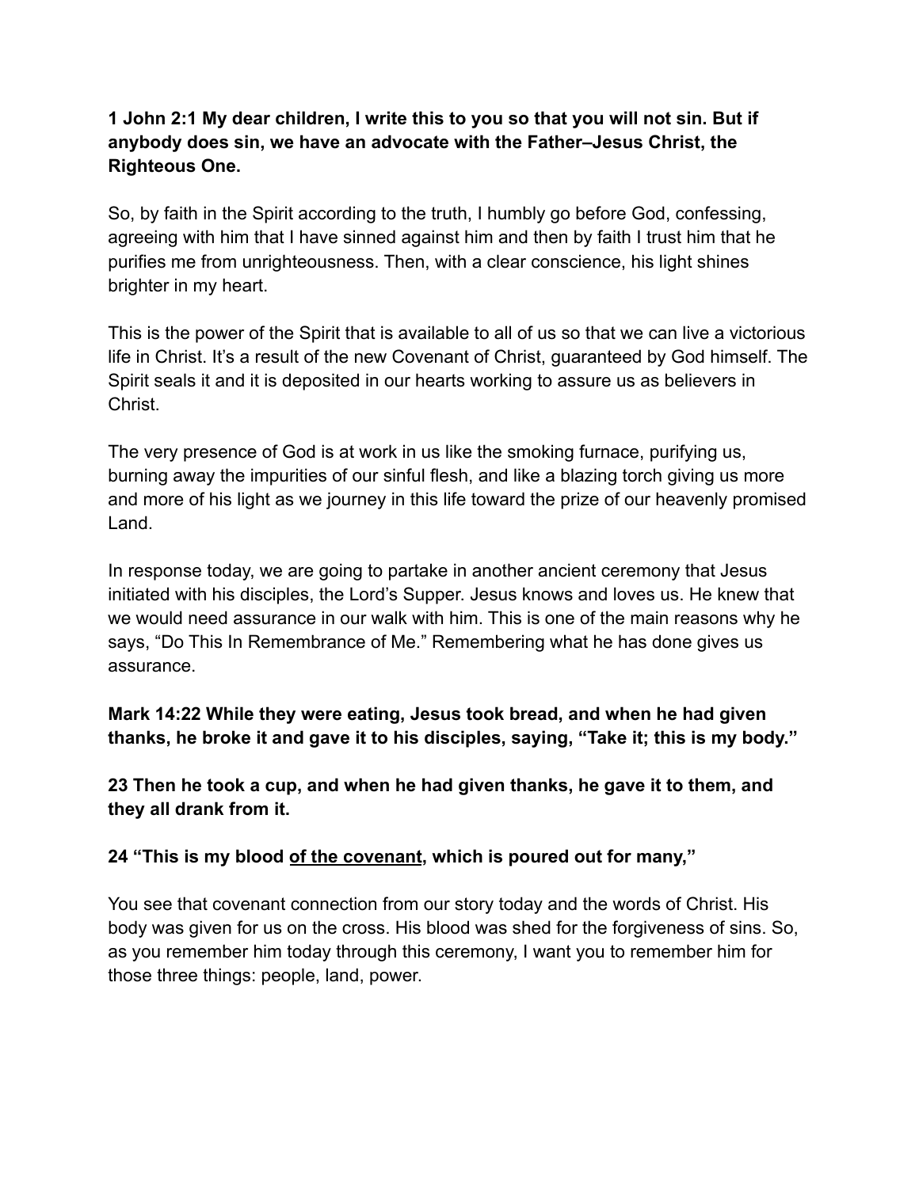**1 John 2:1 My dear children, I write this to you so that you will not sin. But if anybody does sin, we have an advocate with the Father–Jesus Christ, the Righteous One.**

So, by faith in the Spirit according to the truth, I humbly go before God, confessing, agreeing with him that I have sinned against him and then by faith I trust him that he purifies me from unrighteousness. Then, with a clear conscience, his light shines brighter in my heart.

This is the power of the Spirit that is available to all of us so that we can live a victorious life in Christ. It's a result of the new Covenant of Christ, guaranteed by God himself. The Spirit seals it and it is deposited in our hearts working to assure us as believers in Christ.

The very presence of God is at work in us like the smoking furnace, purifying us, burning away the impurities of our sinful flesh, and like a blazing torch giving us more and more of his light as we journey in this life toward the prize of our heavenly promised Land.

In response today, we are going to partake in another ancient ceremony that Jesus initiated with his disciples, the Lord's Supper. Jesus knows and loves us. He knew that we would need assurance in our walk with him. This is one of the main reasons why he says, "Do This In Remembrance of Me." Remembering what he has done gives us assurance.

**Mark 14:22 While they were eating, Jesus took bread, and when he had given thanks, he broke it and gave it to his disciples, saying, "Take it; this is my body."**

**23 Then he took a cup, and when he had given thanks, he gave it to them, and they all drank from it.**

**24 "This is my blood <u>of the covenant</u>, which is poured out for many,"**

You see that covenant connection from our story today and the words of Christ. His body was given for us on the cross. His blood was shed for the forgiveness of sins. So, as you remember him today through this ceremony, I want you to remember him for those three things: people, land, power.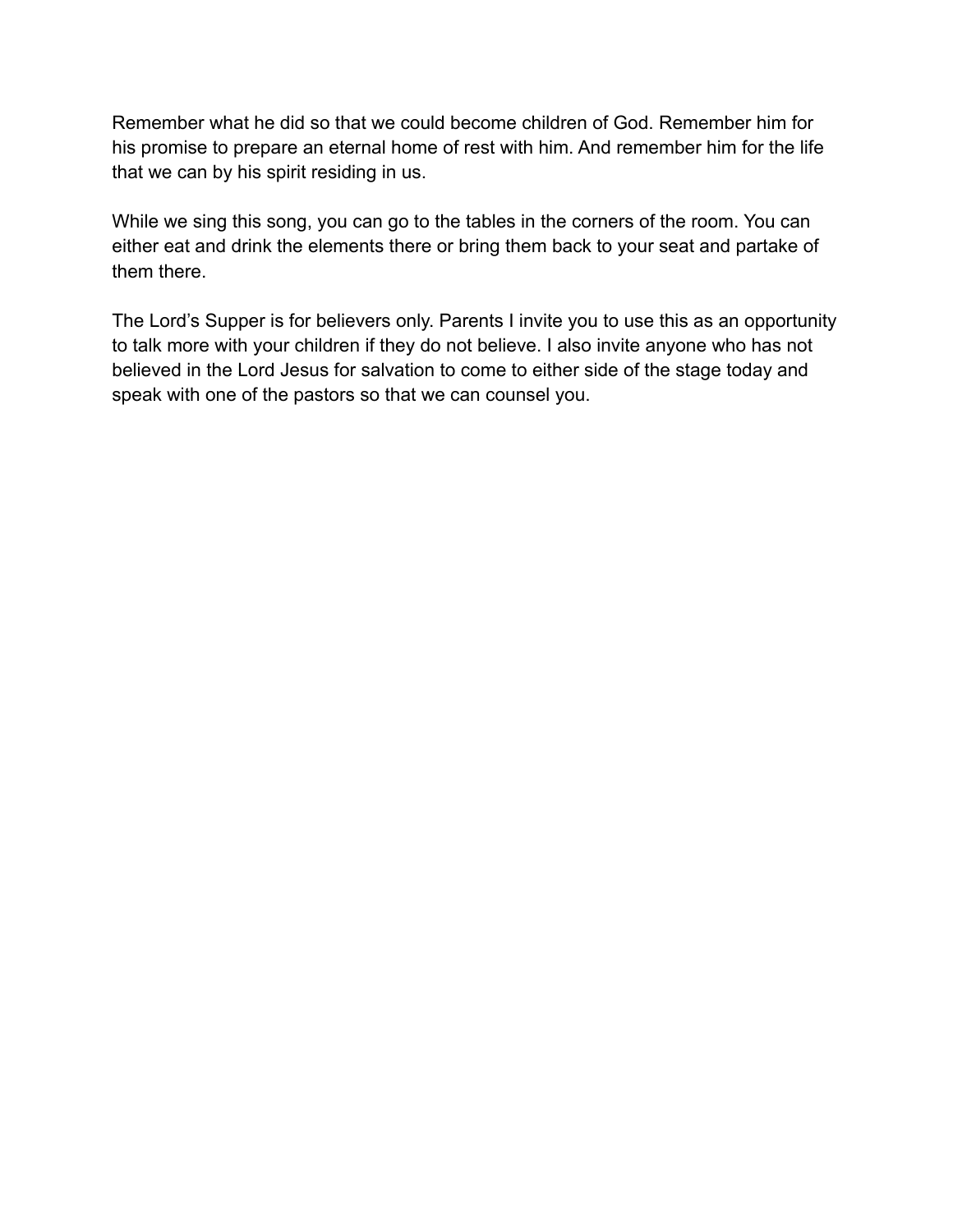Remember what he did so that we could become children of God. Remember him for his promise to prepare an eternal home of rest with him. And remember him for the life that we can by his spirit residing in us.

While we sing this song, you can go to the tables in the corners of the room. You can either eat and drink the elements there or bring them back to your seat and partake of them there.

The Lord's Supper is for believers only. Parents I invite you to use this as an opportunity to talk more with your children if they do not believe. I also invite anyone who has not believed in the Lord Jesus for salvation to come to either side of the stage today and speak with one of the pastors so that we can counsel you.